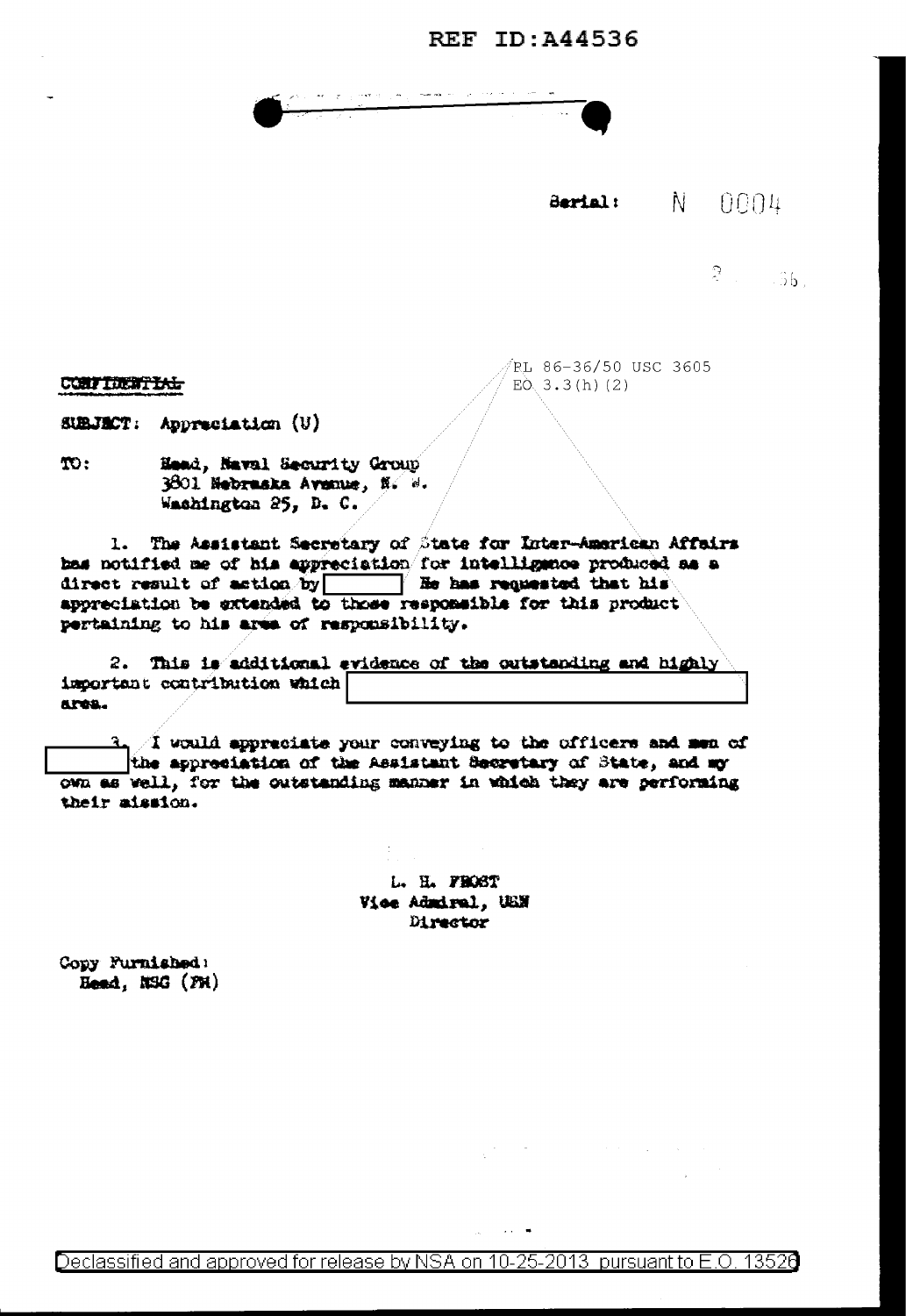REF ID:A44536

Serial: N 0004

? 56.

PL 86-36/50 USC 3605
EO 3.3(h)(2)

CONFIDENTIAL

SUBJECT: Appreciation (U)

TO: Head, Naval Security Group
3801 Nebraska Avenue, N. W.
Washington 25, D. C.

1. The Assistant Secretary of State for Inter-American Affairs has notified me of his appreciation for intelligence produced as a direct result of action by [REDACTED] He has requested that his appreciation be extended to those responsible for this product pertaining to his area of responsibility.

2. This is additional evidence of the outstanding and highly important contribution which [REDACTED] area.

3. I would appreciate your conveying to the officers and men of [REDACTED] the appreciation of the Assistant Secretary of State, and my own as well, for the outstanding manner in which they are performing their mission.

L. H. FROST
Vice Admiral, USN
Director

Copy Furnished:
Head, NSG (PM)

Declassified and approved for release by NSA on 10-25-2013 pursuant to E.O. 13526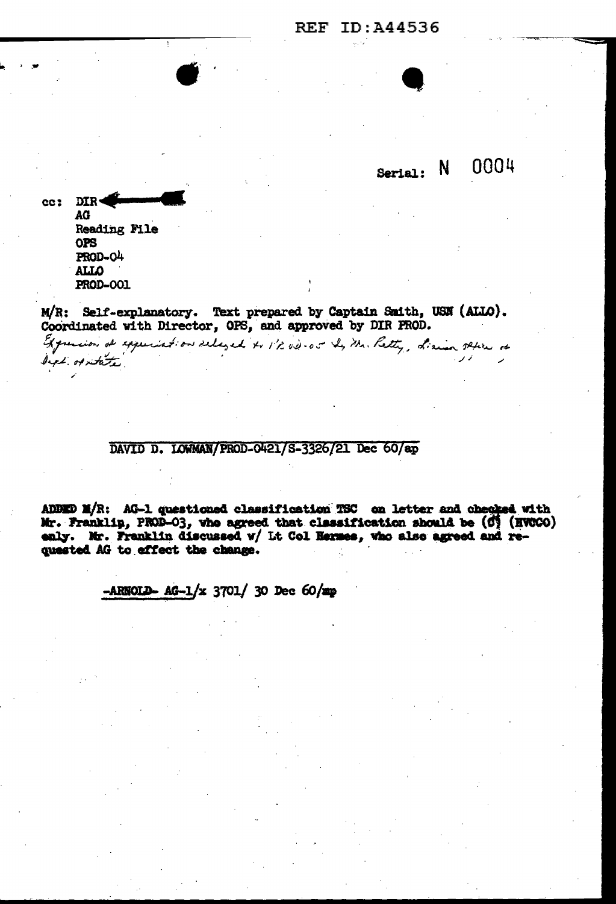REF ID:A44536

Serial: N 0004

cc: DIR
AG
Reading File
OPS
PROD-04
ALLO
PROD-001

M/R: Self-explanatory. Text prepared by Captain Smith, USN (ALLO). Coordinated with Director, OPS, and approved by DIR PROD.
Expression of appreciation relayed to PROD-05 by Mr. Petty, Liaison Officer of Dept. of State.

DAVID D. LOWMAN/PROD-0421/S-3326/21 Dec 60/ap

ADDED M/R: AG-1 questioned classification TSC on letter and checked with Mr. Franklin, PROD-03, who agreed that classification should be (C) (HVCCO) only. Mr. Franklin discussed w/ Lt Col Hermes, who also agreed and requested AG to effect the change.

-ARNOLD- AG-1/x 3701/ 30 Dec 60/mp